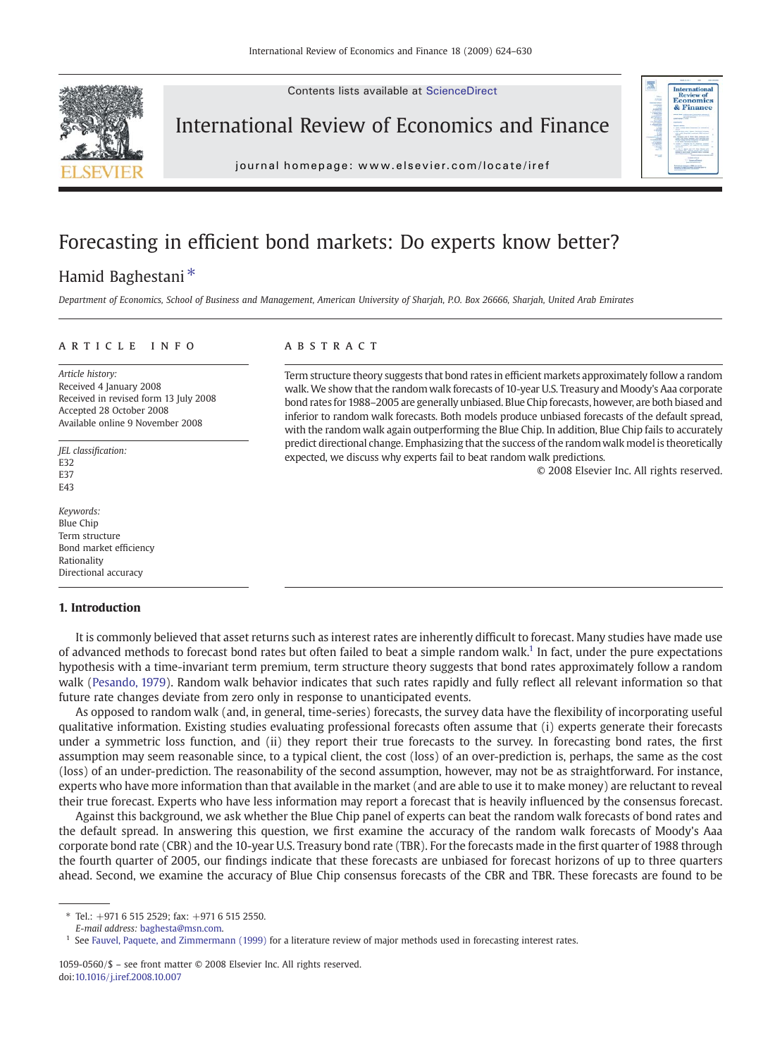# Forecasting in efficient bond markets: Do experts know better?

Hamid Baghestani *

*Department of Economics, School of Business and Management, American University of Sharjah, P.O. Box 26666, Sharjah, United Arab Emirates*

## ARTICLE INFO

*Article history:*
Received 4 January 2008
Received in revised form 13 July 2008
Accepted 28 October 2008
Available online 9 November 2008

*JEL classification:*
E32
E37
E43

*Keywords:*
Blue Chip
Term structure
Bond market efficiency
Rationality
Directional accuracy

## ABSTRACT

Term structure theory suggests that bond rates in efficient markets approximately follow a random walk. We show that the random walk forecasts of 10-year U.S. Treasury and Moody's Aaa corporate bond rates for 1988–2005 are generally unbiased. Blue Chip forecasts, however, are both biased and inferior to random walk forecasts. Both models produce unbiased forecasts of the default spread, with the random walk again outperforming the Blue Chip. In addition, Blue Chip fails to accurately predict directional change. Emphasizing that the success of the random walk model is theoretically expected, we discuss why experts fail to beat random walk predictions.

© 2008 Elsevier Inc. All rights reserved.

## 1. Introduction

It is commonly believed that asset returns such as interest rates are inherently difficult to forecast. Many studies have made use of advanced methods to forecast bond rates but often failed to beat a simple random walk.[1] In fact, under the pure expectations hypothesis with a time-invariant term premium, term structure theory suggests that bond rates approximately follow a random walk (Pesando, 1979). Random walk behavior indicates that such rates rapidly and fully reflect all relevant information so that future rate changes deviate from zero only in response to unanticipated events.

As opposed to random walk (and, in general, time-series) forecasts, the survey data have the flexibility of incorporating useful qualitative information. Existing studies evaluating professional forecasts often assume that (i) experts generate their forecasts under a symmetric loss function, and (ii) they report their true forecasts to the survey. In forecasting bond rates, the first assumption may seem reasonable since, to a typical client, the cost (loss) of an over-prediction is, perhaps, the same as the cost (loss) of an under-prediction. The reasonability of the second assumption, however, may not be as straightforward. For instance, experts who have more information than that available in the market (and are able to use it to make money) are reluctant to reveal their true forecast. Experts who have less information may report a forecast that is heavily influenced by the consensus forecast.

Against this background, we ask whether the Blue Chip panel of experts can beat the random walk forecasts of bond rates and the default spread. In answering this question, we first examine the accuracy of the random walk forecasts of Moody's Aaa corporate bond rate (CBR) and the 10-year U.S. Treasury bond rate (TBR). For the forecasts made in the first quarter of 1988 through the fourth quarter of 2005, our findings indicate that these forecasts are unbiased for forecast horizons of up to three quarters ahead. Second, we examine the accuracy of Blue Chip consensus forecasts of the CBR and TBR. These forecasts are found to be

---

* Tel.: +971 6 515 2529; fax: +971 6 515 2550.
*E-mail address:* baghesta@msn.com.

[1] See Fauvel, Paquete, and Zimmermann (1999) for a literature review of major methods used in forecasting interest rates.

1059-0560/$ – see front matter © 2008 Elsevier Inc. All rights reserved.
doi:10.1016/j.iref.2008.10.007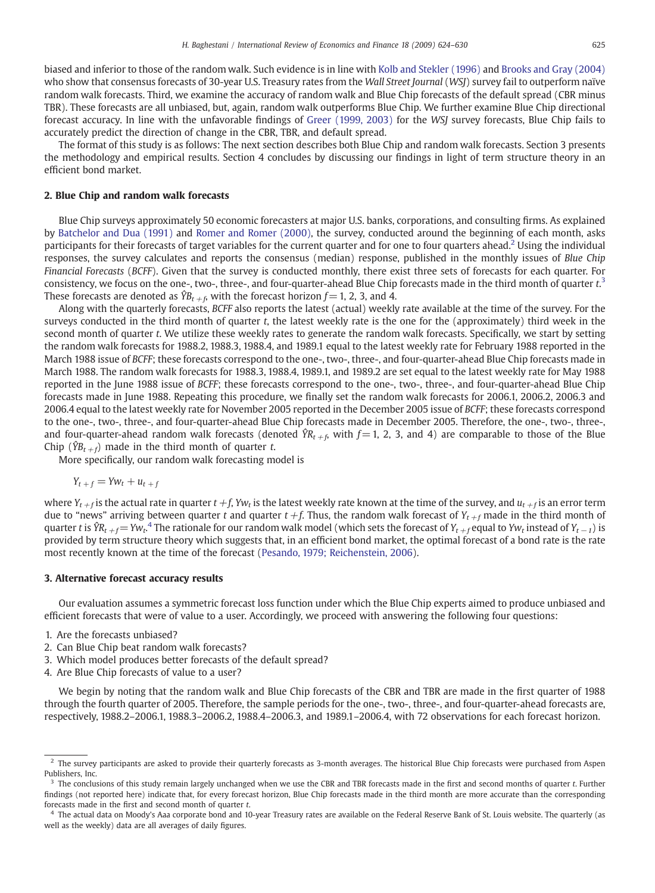biased and inferior to those of the random walk. Such evidence is in line with Kolb and Stekler (1996) and Brooks and Gray (2004) who show that consensus forecasts of 30-year U.S. Treasury rates from the *Wall Street Journal* (*WSJ*) survey fail to outperform naïve random walk forecasts. Third, we examine the accuracy of random walk and Blue Chip forecasts of the default spread (CBR minus TBR). These forecasts are all unbiased, but, again, random walk outperforms Blue Chip. We further examine Blue Chip directional forecast accuracy. In line with the unfavorable findings of Greer (1999, 2003) for the *WSJ* survey forecasts, Blue Chip fails to accurately predict the direction of change in the CBR, TBR, and default spread.

The format of this study is as follows: The next section describes both Blue Chip and random walk forecasts. Section 3 presents the methodology and empirical results. Section 4 concludes by discussing our findings in light of term structure theory in an efficient bond market.

## 2. Blue Chip and random walk forecasts

Blue Chip surveys approximately 50 economic forecasters at major U.S. banks, corporations, and consulting firms. As explained by Batchelor and Dua (1991) and Romer and Romer (2000), the survey, conducted around the beginning of each month, asks participants for their forecasts of target variables for the current quarter and for one to four quarters ahead.[2] Using the individual responses, the survey calculates and reports the consensus (median) response, published in the monthly issues of *Blue Chip Financial Forecasts* (*BCFF*). Given that the survey is conducted monthly, there exist three sets of forecasts for each quarter. For consistency, we focus on the one-, two-, three-, and four-quarter-ahead Blue Chip forecasts made in the third month of quarter $t$.[3] These forecasts are denoted as $\hat{Y}B_{t+f}$, with the forecast horizon $f = 1$, 2, 3, and 4.

Along with the quarterly forecasts, *BCFF* also reports the latest (actual) weekly rate available at the time of the survey. For the surveys conducted in the third month of quarter $t$, the latest weekly rate is the one for the (approximately) third week in the second month of quarter $t$. We utilize these weekly rates to generate the random walk forecasts. Specifically, we start by setting the random walk forecasts for 1988.2, 1988.3, 1988.4, and 1989.1 equal to the latest weekly rate for February 1988 reported in the March 1988 issue of *BCFF*; these forecasts correspond to the one-, two-, three-, and four-quarter-ahead Blue Chip forecasts made in March 1988. The random walk forecasts for 1988.3, 1988.4, 1989.1, and 1989.2 are set equal to the latest weekly rate for May 1988 reported in the June 1988 issue of *BCFF*; these forecasts correspond to the one-, two-, three-, and four-quarter-ahead Blue Chip forecasts made in June 1988. Repeating this procedure, we finally set the random walk forecasts for 2006.1, 2006.2, 2006.3 and 2006.4 equal to the latest weekly rate for November 2005 reported in the December 2005 issue of *BCFF*; these forecasts correspond to the one-, two-, three-, and four-quarter-ahead Blue Chip forecasts made in December 2005. Therefore, the one-, two-, three-, and four-quarter-ahead random walk forecasts (denoted $\hat{Y}R_{t+f}$, with $f = 1$, 2, 3, and 4) are comparable to those of the Blue Chip ($\hat{Y}B_{t+f}$) made in the third month of quarter $t$.

More specifically, our random walk forecasting model is

$$Y_{t+f} = Yw_t + u_{t+f}$$

where $Y_{t+f}$ is the actual rate in quarter $t+f$, $Yw_t$ is the latest weekly rate known at the time of the survey, and $u_{t+f}$ is an error term due to "news" arriving between quarter $t$ and quarter $t+f$. Thus, the random walk forecast of $Y_{t+f}$ made in the third month of quarter $t$ is $\hat{Y}R_{t+f} = Yw_t$.[4] The rationale for our random walk model (which sets the forecast of $Y_{t+f}$ equal to $Yw_t$ instead of $Y_{t-1}$) is provided by term structure theory which suggests that, in an efficient bond market, the optimal forecast of a bond rate is the rate most recently known at the time of the forecast (Pesando, 1979; Reichenstein, 2006).

## 3. Alternative forecast accuracy results

Our evaluation assumes a symmetric forecast loss function under which the Blue Chip experts aimed to produce unbiased and efficient forecasts that were of value to a user. Accordingly, we proceed with answering the following four questions:

1. Are the forecasts unbiased?
2. Can Blue Chip beat random walk forecasts?
3. Which model produces better forecasts of the default spread?
4. Are Blue Chip forecasts of value to a user?

We begin by noting that the random walk and Blue Chip forecasts of the CBR and TBR are made in the first quarter of 1988 through the fourth quarter of 2005. Therefore, the sample periods for the one-, two-, three-, and four-quarter-ahead forecasts are, respectively, 1988.2–2006.1, 1988.3–2006.2, 1988.4–2006.3, and 1989.1–2006.4, with 72 observations for each forecast horizon.

---

[2] The survey participants are asked to provide their quarterly forecasts as 3-month averages. The historical Blue Chip forecasts were purchased from Aspen Publishers, Inc.

[3] The conclusions of this study remain largely unchanged when we use the CBR and TBR forecasts made in the first and second months of quarter $t$. Further findings (not reported here) indicate that, for every forecast horizon, Blue Chip forecasts made in the third month are more accurate than the corresponding forecasts made in the first and second month of quarter $t$.

[4] The actual data on Moody's Aaa corporate bond and 10-year Treasury rates are available on the Federal Reserve Bank of St. Louis website. The quarterly (as well as the weekly) data are all averages of daily figures.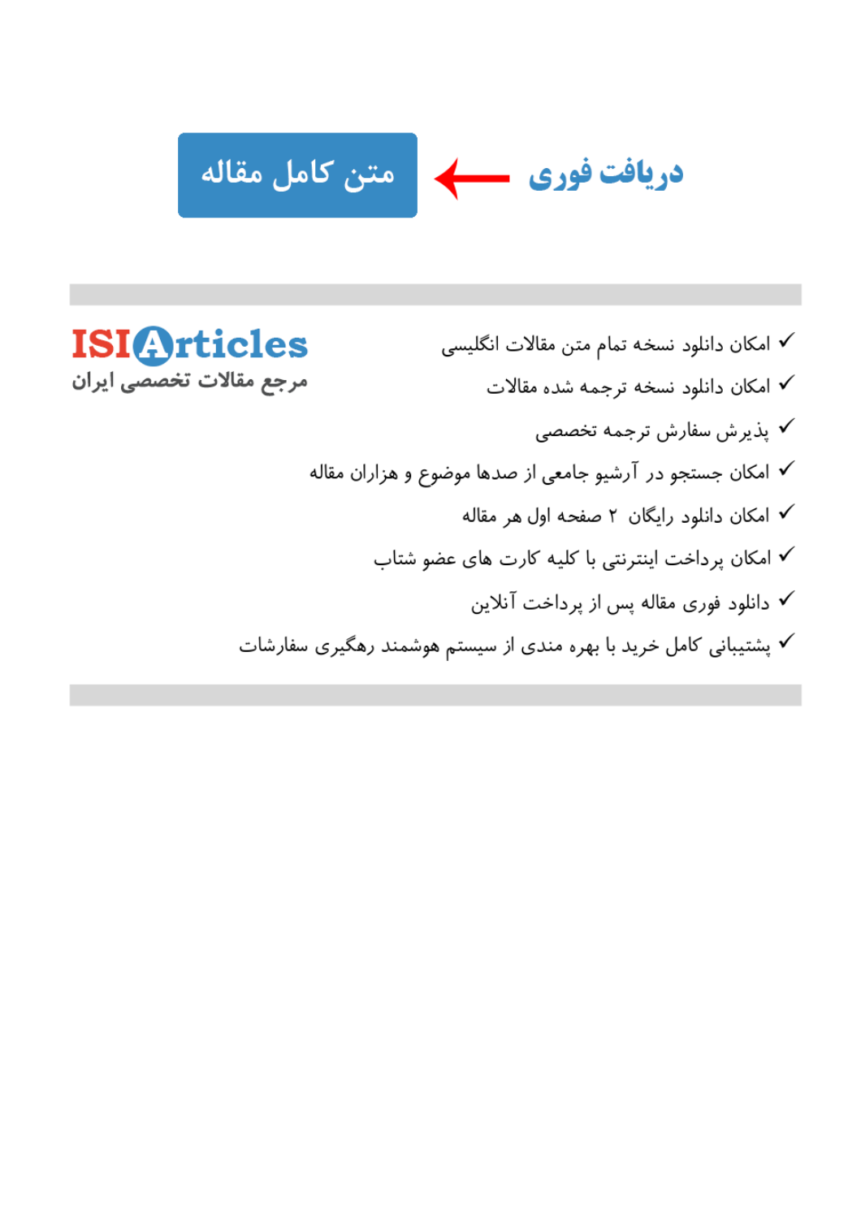دریافت فوری ← متن کامل مقاله

**ISIArticles**
مرجع مقالات تخصصی ایران

- ✓ امکان دانلود نسخه تمام متن مقالات انگلیسی
- ✓ امکان دانلود نسخه ترجمه شده مقالات
- ✓ پذیرش سفارش ترجمه تخصصی
- ✓ امکان جستجو در آرشیو جامعی از صدها موضوع و هزاران مقاله
- ✓ امکان دانلود رایگان ۲ صفحه اول هر مقاله
- ✓ امکان پرداخت اینترنتی با کلیه کارت های عضو شتاب
- ✓ دانلود فوری مقاله پس از پرداخت آنلاین
- ✓ پشتیبانی کامل خرید با بهره مندی از سیستم هوشمند رهگیری سفارشات